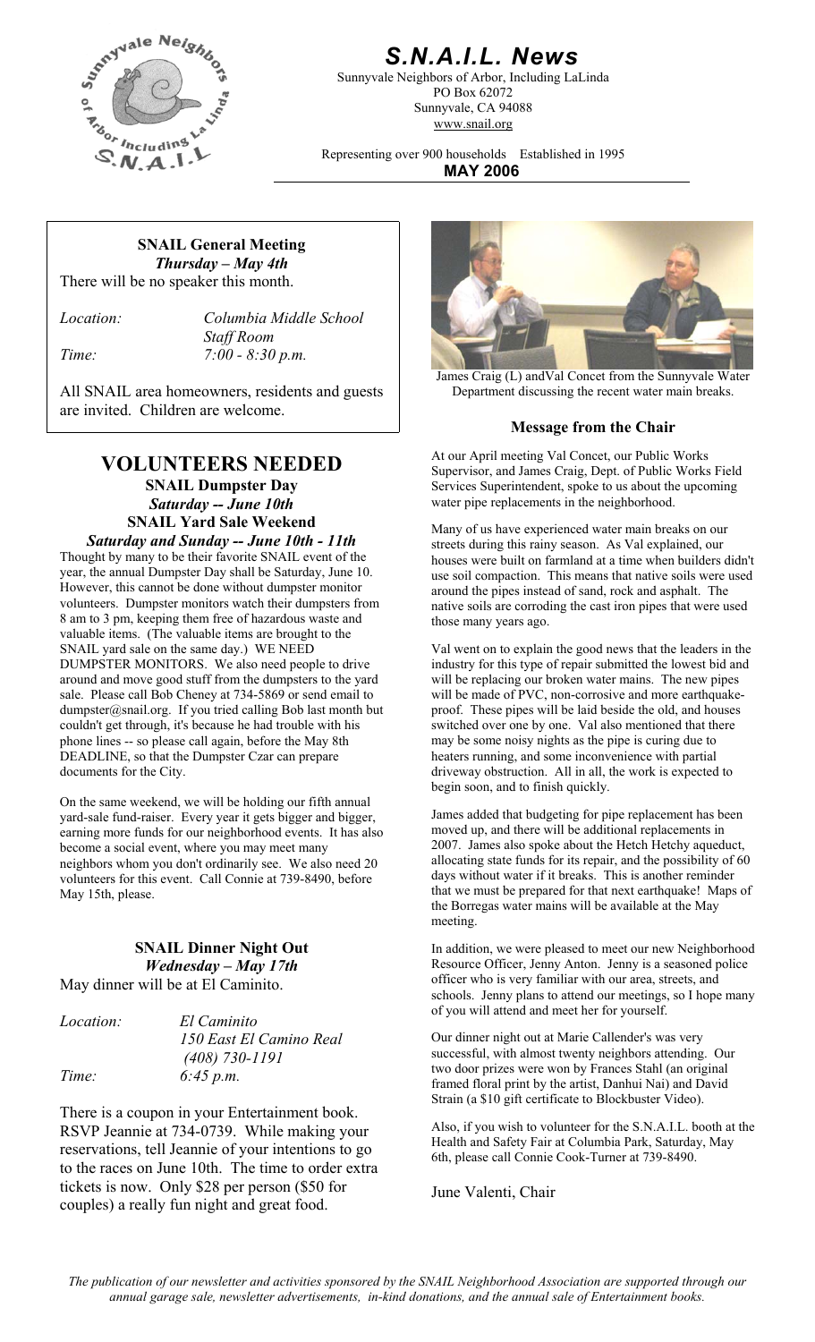# *S.N.A.I.L. News*

Sunnyvale Neighbors of Arbor, Including LaLinda
PO Box 62072
Sunnyvale, CA 94088
www.snail.org

Representing over 900 households   Established in 1995

**MAY 2006**

---

**SNAIL General Meeting**
***Thursday – May 4th***

There will be no speaker this month.

*Location:* *Columbia Middle School Staff Room*
*Time:* *7:00 - 8:30 p.m.*

All SNAIL area homeowners, residents and guests are invited. Children are welcome.

# VOLUNTEERS NEEDED

**SNAIL Dumpster Day**
***Saturday -- June 10th***
**SNAIL Yard Sale Weekend**
***Saturday and Sunday -- June 10th - 11th***

Thought by many to be their favorite SNAIL event of the year, the annual Dumpster Day shall be Saturday, June 10. However, this cannot be done without dumpster monitor volunteers. Dumpster monitors watch their dumpsters from 8 am to 3 pm, keeping them free of hazardous waste and valuable items. (The valuable items are brought to the SNAIL yard sale on the same day.) WE NEED DUMPSTER MONITORS. We also need people to drive around and move good stuff from the dumpsters to the yard sale. Please call Bob Cheney at 734-5869 or send email to dumpster@snail.org. If you tried calling Bob last month but couldn't get through, it's because he had trouble with his phone lines -- so please call again, before the May 8th DEADLINE, so that the Dumpster Czar can prepare documents for the City.

On the same weekend, we will be holding our fifth annual yard-sale fund-raiser. Every year it gets bigger and bigger, earning more funds for our neighborhood events. It has also become a social event, where you may meet many neighbors whom you don't ordinarily see. We also need 20 volunteers for this event. Call Connie at 739-8490, before May 15th, please.

**SNAIL Dinner Night Out**
***Wednesday – May 17th***

May dinner will be at El Caminito.

*Location:* *El Caminito*
*150 East El Camino Real*
*(408) 730-1191*
*Time:* *6:45 p.m.*

There is a coupon in your Entertainment book. RSVP Jeannie at 734-0739. While making your reservations, tell Jeannie of your intentions to go to the races on June 10th. The time to order extra tickets is now. Only $28 per person ($50 for couples) a really fun night and great food.

James Craig (L) and Val Concet from the Sunnyvale Water Department discussing the recent water main breaks.

**Message from the Chair**

At our April meeting Val Concet, our Public Works Supervisor, and James Craig, Dept. of Public Works Field Services Superintendent, spoke to us about the upcoming water pipe replacements in the neighborhood.

Many of us have experienced water main breaks on our streets during this rainy season. As Val explained, our houses were built on farmland at a time when builders didn't use soil compaction. This means that native soils were used around the pipes instead of sand, rock and asphalt. The native soils are corroding the cast iron pipes that were used those many years ago.

Val went on to explain the good news that the leaders in the industry for this type of repair submitted the lowest bid and will be replacing our broken water mains. The new pipes will be made of PVC, non-corrosive and more earthquake-proof. These pipes will be laid beside the old, and houses switched over one by one. Val also mentioned that there may be some noisy nights as the pipe is curing due to heaters running, and some inconvenience with partial driveway obstruction. All in all, the work is expected to begin soon, and to finish quickly.

James added that budgeting for pipe replacement has been moved up, and there will be additional replacements in 2007. James also spoke about the Hetch Hetchy aqueduct, allocating state funds for its repair, and the possibility of 60 days without water if it breaks. This is another reminder that we must be prepared for that next earthquake! Maps of the Borregas water mains will be available at the May meeting.

In addition, we were pleased to meet our new Neighborhood Resource Officer, Jenny Anton. Jenny is a seasoned police officer who is very familiar with our area, streets, and schools. Jenny plans to attend our meetings, so I hope many of you will attend and meet her for yourself.

Our dinner night out at Marie Callender's was very successful, with almost twenty neighbors attending. Our two door prizes were won by Frances Stahl (an original framed floral print by the artist, Danhui Nai) and David Strain (a $10 gift certificate to Blockbuster Video).

Also, if you wish to volunteer for the S.N.A.I.L. booth at the Health and Safety Fair at Columbia Park, Saturday, May 6th, please call Connie Cook-Turner at 739-8490.

June Valenti, Chair

*The publication of our newsletter and activities sponsored by the SNAIL Neighborhood Association are supported through our annual garage sale, newsletter advertisements, in-kind donations, and the annual sale of Entertainment books.*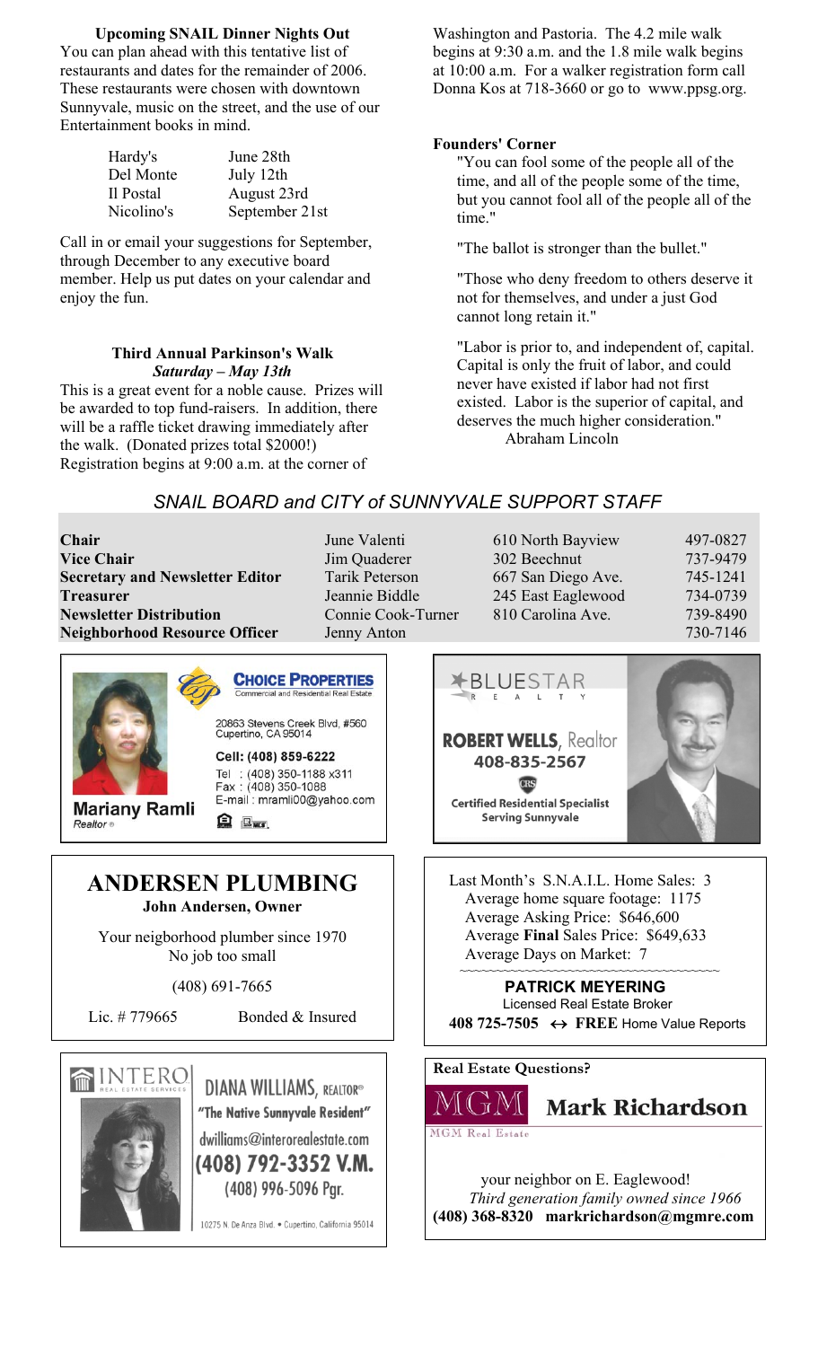**Upcoming SNAIL Dinner Nights Out**

You can plan ahead with this tentative list of restaurants and dates for the remainder of 2006. These restaurants were chosen with downtown Sunnyvale, music on the street, and the use of our Entertainment books in mind.

| | |
|---|---|
| Hardy's | June 28th |
| Del Monte | July 12th |
| Il Postal | August 23rd |
| Nicolino's | September 21st |

Call in or email your suggestions for September, through December to any executive board member. Help us put dates on your calendar and enjoy the fun.

**Third Annual Parkinson's Walk**
***Saturday – May 13th***

This is a great event for a noble cause. Prizes will be awarded to top fund-raisers. In addition, there will be a raffle ticket drawing immediately after the walk. (Donated prizes total $2000!) Registration begins at 9:00 a.m. at the corner of Washington and Pastoria. The 4.2 mile walk begins at 9:30 a.m. and the 1.8 mile walk begins at 10:00 a.m. For a walker registration form call Donna Kos at 718-3660 or go to www.ppsg.org.

**Founders' Corner**

"You can fool some of the people all of the time, and all of the people some of the time, but you cannot fool all of the people all of the time."

"The ballot is stronger than the bullet."

"Those who deny freedom to others deserve it not for themselves, and under a just God cannot long retain it."

"Labor is prior to, and independent of, capital. Capital is only the fruit of labor, and could never have existed if labor had not first existed. Labor is the superior of capital, and deserves the much higher consideration."
Abraham Lincoln

## *SNAIL BOARD and CITY of SUNNYVALE SUPPORT STAFF*

| | | | |
|---|---|---|---|
| **Chair** | June Valenti | 610 North Bayview | 497-0827 |
| **Vice Chair** | Jim Quaderer | 302 Beechnut | 737-9479 |
| **Secretary and Newsletter Editor** | Tarik Peterson | 667 San Diego Ave. | 745-1241 |
| **Treasurer** | Jeannie Biddle | 245 East Eaglewood | 734-0739 |
| **Newsletter Distribution** | Connie Cook-Turner | 810 Carolina Ave. | 739-8490 |
| **Neighborhood Resource Officer** | Jenny Anton | | 730-7146 |

**CHOICE PROPERTIES**
Commercial and Residential Real Estate
20863 Stevens Creek Blvd, #560
Cupertino, CA 95014
Cell: (408) 859-6222
Tel : (408) 350-1188 x311
Fax : (408) 350-1088
E-mail : mramli00@yahoo.com
**Mariany Ramli**
Realtor®

**BLUESTAR REALTY**
**ROBERT WELLS**, Realtor
408-835-2567
Certified Residential Specialist
Serving Sunnyvale

**ANDERSEN PLUMBING**
**John Andersen, Owner**
Your neigborhood plumber since 1970
No job too small
(408) 691-7665
Lic. # 779665 Bonded & Insured

Last Month's S.N.A.I.L. Home Sales: 3
Average home square footage: 1175
Average Asking Price: $646,600
Average **Final** Sales Price: $649,633
Average Days on Market: 7

**PATRICK MEYERING**
Licensed Real Estate Broker
**408 725-7505** ↔ **FREE** Home Value Reports

**INTERO** REAL ESTATE SERVICES
DIANA WILLIAMS, REALTOR®
"The Native Sunnyvale Resident"
dwilliams@interorealestate.com
(408) 792-3352 V.M.
(408) 996-5096 Pgr.
10275 N. De Anza Blvd. • Cupertino, California 95014

**Real Estate Questions?**
MGM Real Estate
**Mark Richardson**
your neighbor on E. Eaglewood!
*Third generation family owned since 1966*
**(408) 368-8320 markrichardson@mgmre.com**